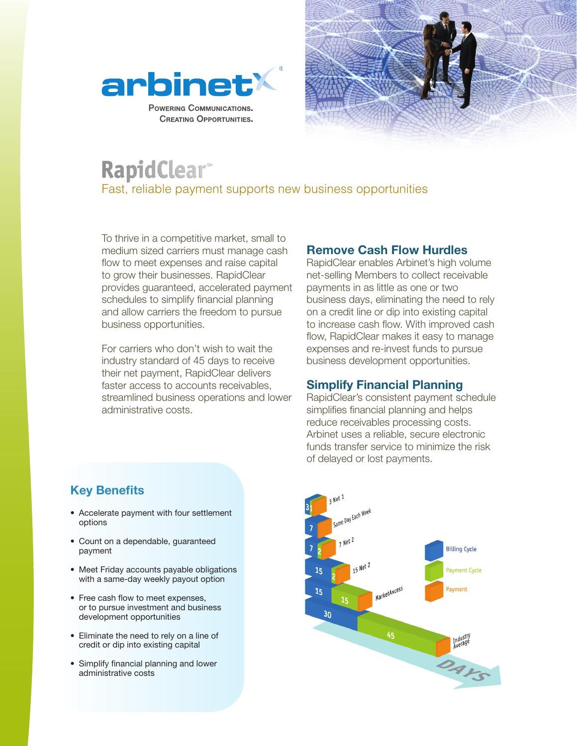arbinet

Powering Communications.
Creating Opportunities.

# RapidClear℠

## Fast, reliable payment supports new business opportunities

To thrive in a competitive market, small to medium sized carriers must manage cash flow to meet expenses and raise capital to grow their businesses. RapidClear provides guaranteed, accelerated payment schedules to simplify financial planning and allow carriers the freedom to pursue business opportunities.

For carriers who don't wish to wait the industry standard of 45 days to receive their net payment, RapidClear delivers faster access to accounts receivables, streamlined business operations and lower administrative costs.

### Remove Cash Flow Hurdles

RapidClear enables Arbinet's high volume net-selling Members to collect receivable payments in as little as one or two business days, eliminating the need to rely on a credit line or dip into existing capital to increase cash flow. With improved cash flow, RapidClear makes it easy to manage expenses and re-invest funds to pursue business development opportunities.

### Simplify Financial Planning

RapidClear's consistent payment schedule simplifies financial planning and helps reduce receivables processing costs. Arbinet uses a reliable, secure electronic funds transfer service to minimize the risk of delayed or lost payments.

### Key Benefits

- Accelerate payment with four settlement options
- Count on a dependable, guaranteed payment
- Meet Friday accounts payable obligations with a same-day weekly payout option
- Free cash flow to meet expenses, or to pursue investment and business development opportunities
- Eliminate the need to rely on a line of credit or dip into existing capital
- Simplify financial planning and lower administrative costs

| Option | Billing Cycle | Payment Cycle |
|---|---|---|
| 3 Net 1 | 3 | 1 |
| Same Day Each Week | 7 | |
| 7 Net 2 | 7 | 2 |
| 15 Net 2 | 15 | 2 |
| MarketAxcess | 15 | 15 |
| Industry Average | 30 | 45 |

Legend: Billing Cycle, Payment Cycle, Payment — DAYS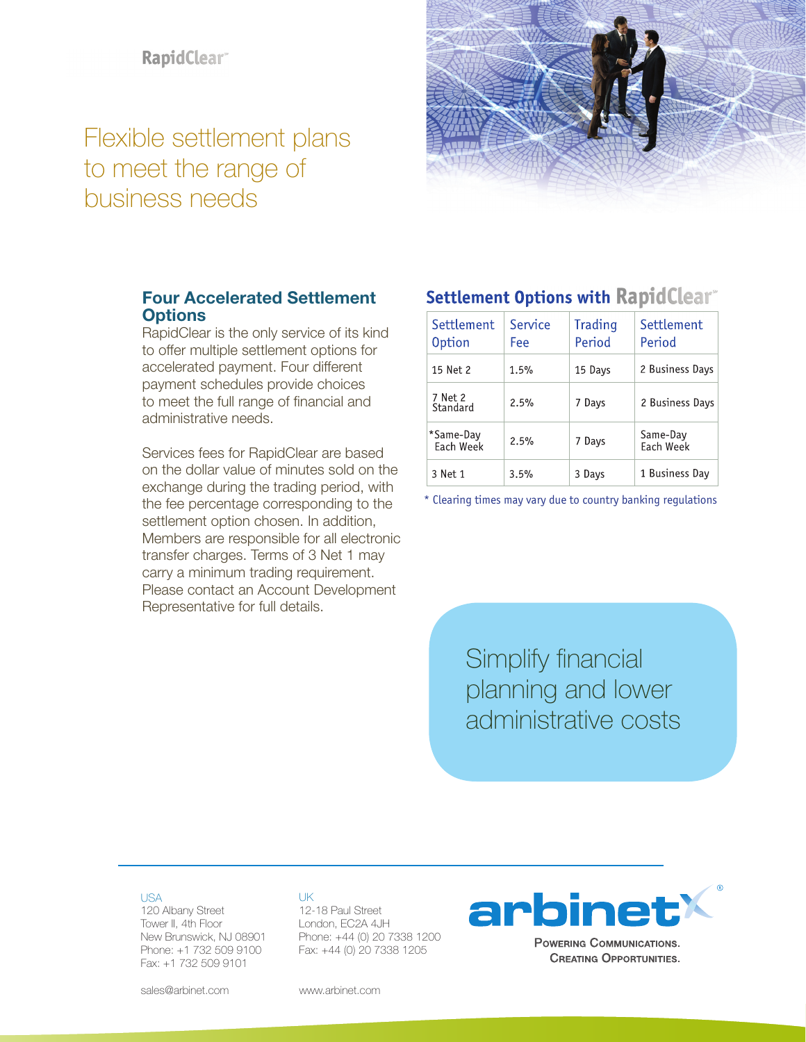RapidClear℠

# Flexible settlement plans to meet the range of business needs

## Four Accelerated Settlement Options

RapidClear is the only service of its kind to offer multiple settlement options for accelerated payment. Four different payment schedules provide choices to meet the full range of financial and administrative needs.

Services fees for RapidClear are based on the dollar value of minutes sold on the exchange during the trading period, with the fee percentage corresponding to the settlement option chosen. In addition, Members are responsible for all electronic transfer charges. Terms of 3 Net 1 may carry a minimum trading requirement. Please contact an Account Development Representative for full details.

## Settlement Options with RapidClear℠

| Settlement Option | Service Fee | Trading Period | Settlement Period |
|---|---|---|---|
| 15 Net 2 | 1.5% | 15 Days | 2 Business Days |
| 7 Net 2 Standard | 2.5% | 7 Days | 2 Business Days |
| *Same-Day Each Week | 2.5% | 7 Days | Same-Day Each Week |
| 3 Net 1 | 3.5% | 3 Days | 1 Business Day |

* Clearing times may vary due to country banking regulations

Simplify financial planning and lower administrative costs

USA
120 Albany Street
Tower II, 4th Floor
New Brunswick, NJ 08901
Phone: +1 732 509 9100
Fax: +1 732 509 9101

UK
12-18 Paul Street
London, EC2A 4JH
Phone: +44 (0) 20 7338 1200
Fax: +44 (0) 20 7338 1205

arbinet®

Powering Communications.
Creating Opportunities.

sales@arbinet.com

www.arbinet.com